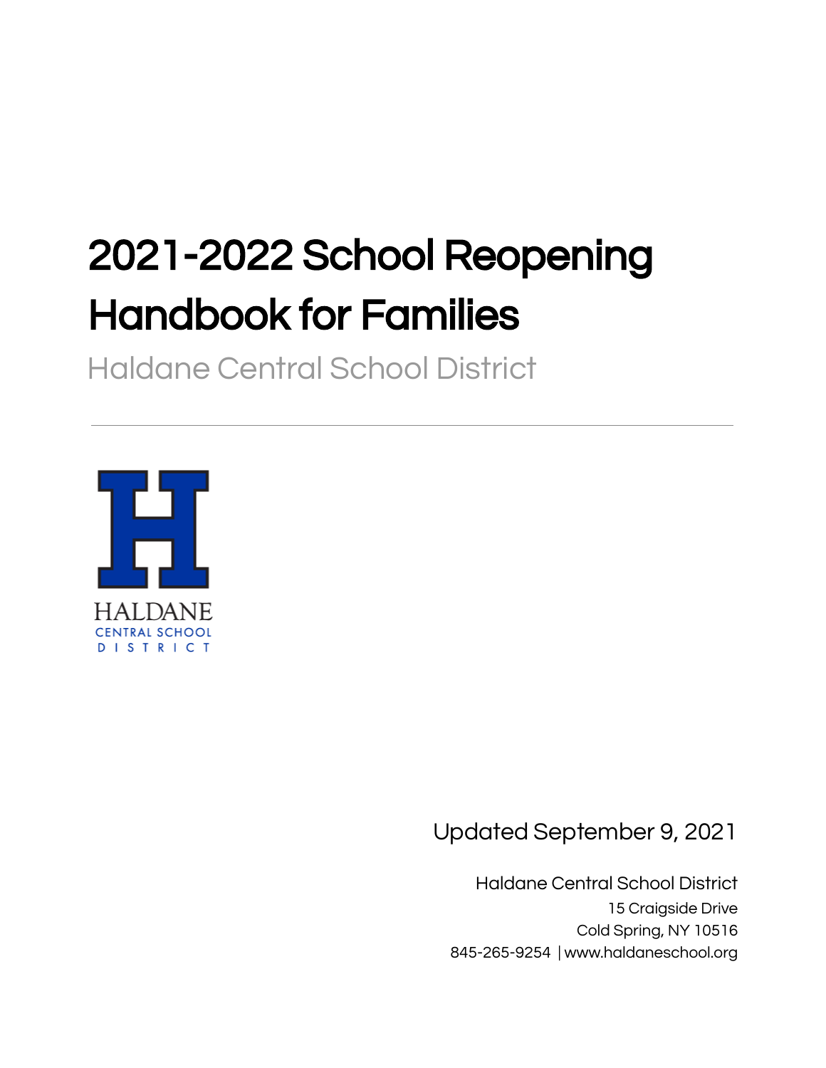# 2021-2022 School Reopening Handbook for Families

Haldane Central School District

HALDANE
CENTRAL SCHOOL
DISTRICT

Updated September 9, 2021

Haldane Central School District
15 Craigside Drive
Cold Spring, NY 10516
845-265-9254 | www.haldaneschool.org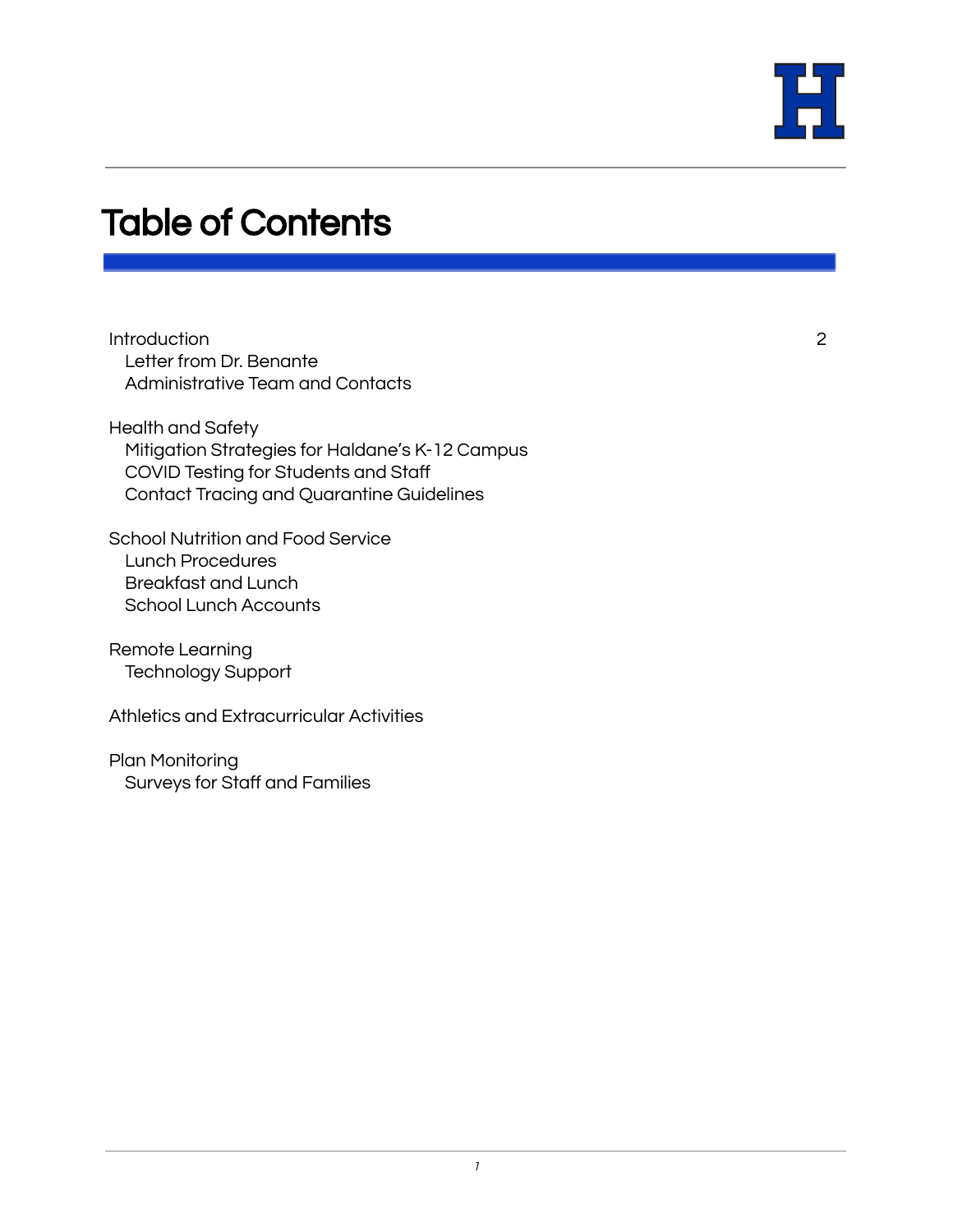# Table of Contents

Introduction 2
- Letter from Dr. Benante
- Administrative Team and Contacts

Health and Safety
- Mitigation Strategies for Haldane's K-12 Campus
- COVID Testing for Students and Staff
- Contact Tracing and Quarantine Guidelines

School Nutrition and Food Service
- Lunch Procedures
- Breakfast and Lunch
- School Lunch Accounts

Remote Learning
- Technology Support

Athletics and Extracurricular Activities

Plan Monitoring
- Surveys for Staff and Families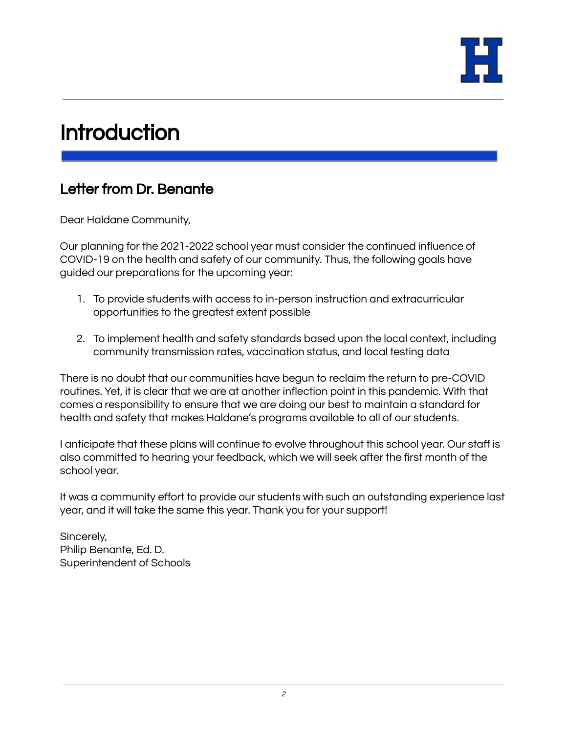# Introduction

## Letter from Dr. Benante

Dear Haldane Community,

Our planning for the 2021-2022 school year must consider the continued influence of COVID-19 on the health and safety of our community. Thus, the following goals have guided our preparations for the upcoming year:

1. To provide students with access to in-person instruction and extracurricular opportunities to the greatest extent possible
2. To implement health and safety standards based upon the local context, including community transmission rates, vaccination status, and local testing data

There is no doubt that our communities have begun to reclaim the return to pre-COVID routines. Yet, it is clear that we are at another inflection point in this pandemic. With that comes a responsibility to ensure that we are doing our best to maintain a standard for health and safety that makes Haldane's programs available to all of our students.

I anticipate that these plans will continue to evolve throughout this school year. Our staff is also committed to hearing your feedback, which we will seek after the first month of the school year.

It was a community effort to provide our students with such an outstanding experience last year, and it will take the same this year. Thank you for your support!

Sincerely,
Philip Benante, Ed. D.
Superintendent of Schools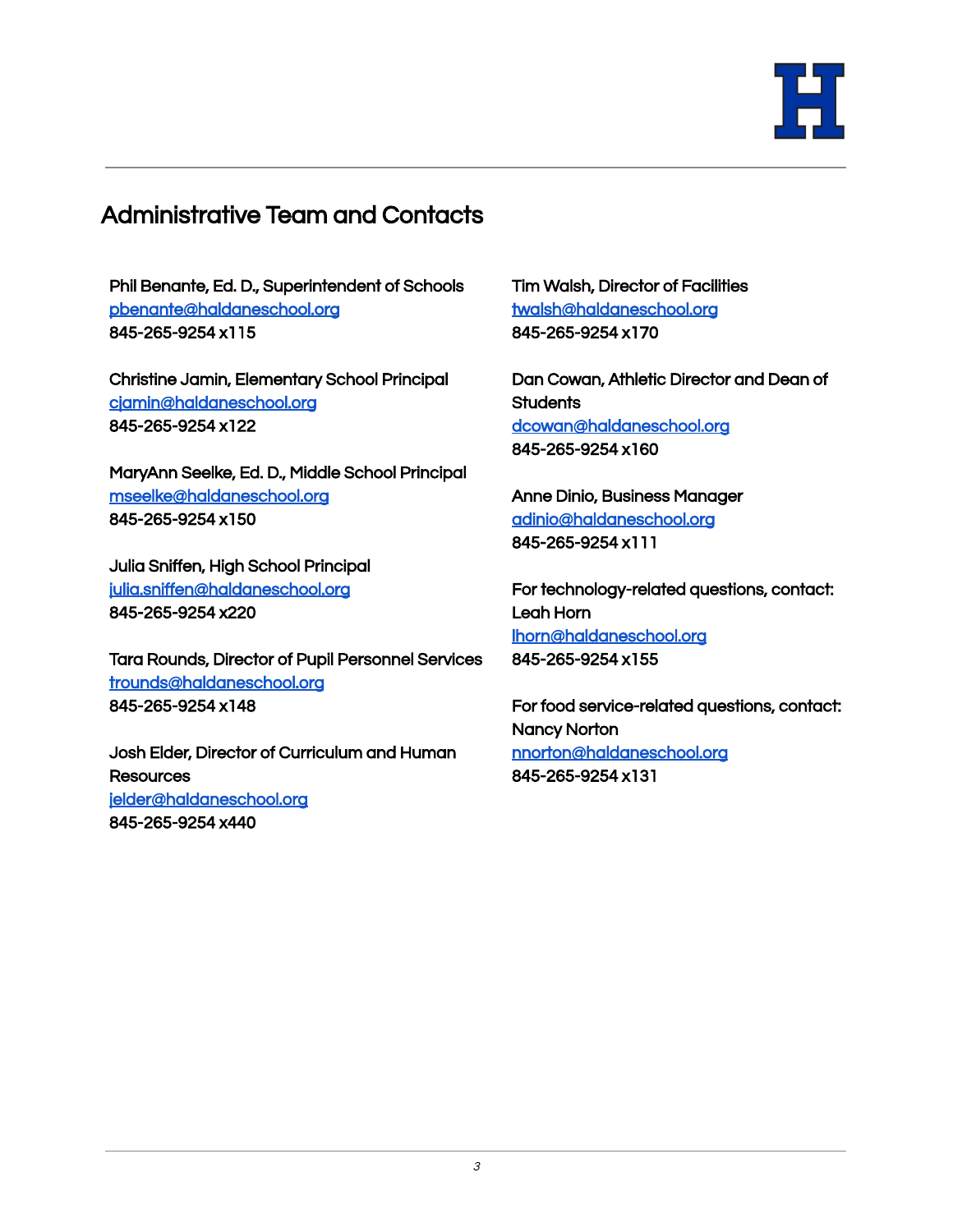## Administrative Team and Contacts

Phil Benante, Ed. D., Superintendent of Schools
pbenante@haldaneschool.org
845-265-9254 x115

Christine Jamin, Elementary School Principal
cjamin@haldaneschool.org
845-265-9254 x122

MaryAnn Seelke, Ed. D., Middle School Principal
mseelke@haldaneschool.org
845-265-9254 x150

Julia Sniffen, High School Principal
julia.sniffen@haldaneschool.org
845-265-9254 x220

Tara Rounds, Director of Pupil Personnel Services
trounds@haldaneschool.org
845-265-9254 x148

Josh Elder, Director of Curriculum and Human Resources
jelder@haldaneschool.org
845-265-9254 x440

Tim Walsh, Director of Facilities
twalsh@haldaneschool.org
845-265-9254 x170

Dan Cowan, Athletic Director and Dean of Students
dcowan@haldaneschool.org
845-265-9254 x160

Anne Dinio, Business Manager
adinio@haldaneschool.org
845-265-9254 x111

For technology-related questions, contact:
Leah Horn
lhorn@haldaneschool.org
845-265-9254 x155

For food service-related questions, contact:
Nancy Norton
nnorton@haldaneschool.org
845-265-9254 x131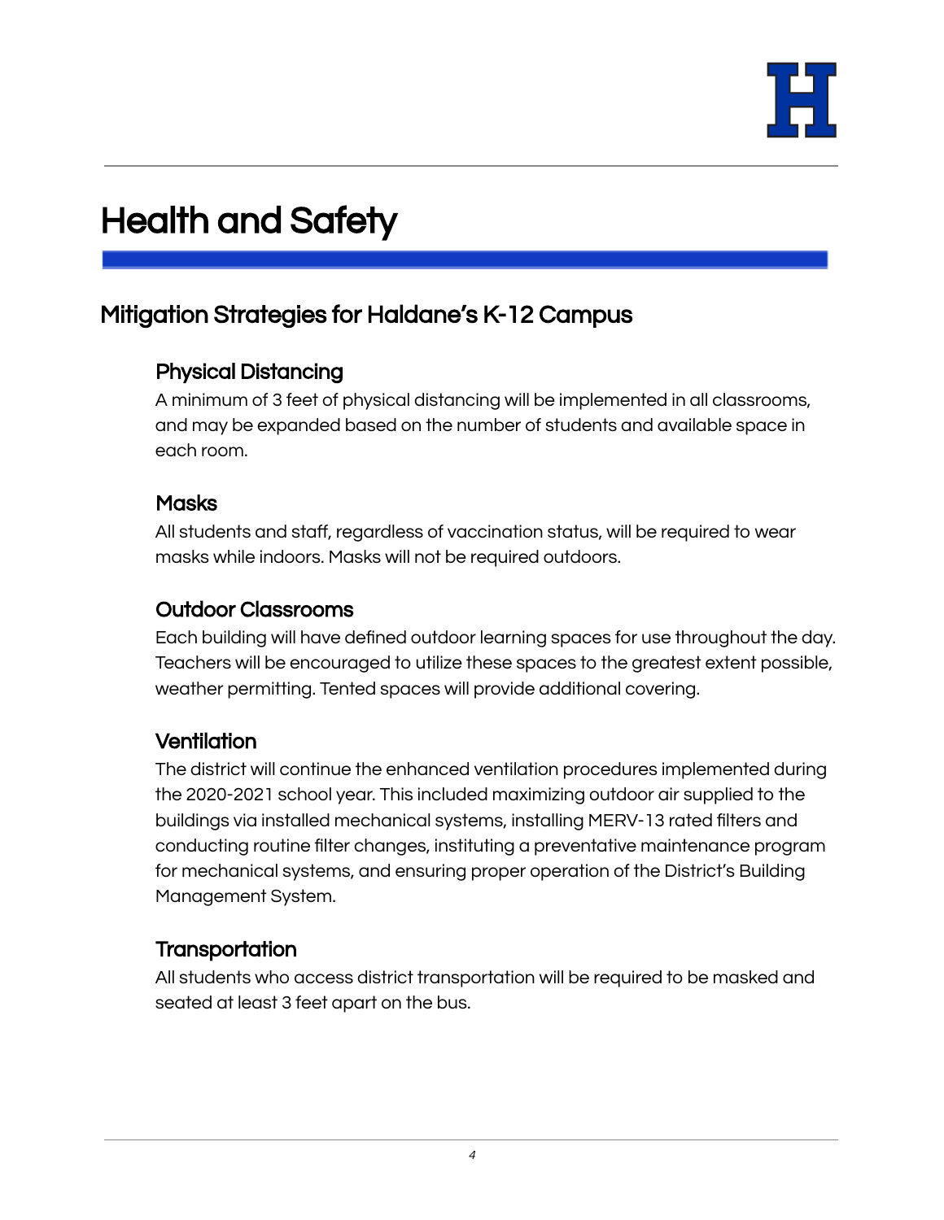# Health and Safety

## Mitigation Strategies for Haldane's K-12 Campus

### Physical Distancing

A minimum of 3 feet of physical distancing will be implemented in all classrooms, and may be expanded based on the number of students and available space in each room.

### Masks

All students and staff, regardless of vaccination status, will be required to wear masks while indoors. Masks will not be required outdoors.

### Outdoor Classrooms

Each building will have defined outdoor learning spaces for use throughout the day. Teachers will be encouraged to utilize these spaces to the greatest extent possible, weather permitting. Tented spaces will provide additional covering.

### Ventilation

The district will continue the enhanced ventilation procedures implemented during the 2020-2021 school year. This included maximizing outdoor air supplied to the buildings via installed mechanical systems, installing MERV-13 rated filters and conducting routine filter changes, instituting a preventative maintenance program for mechanical systems, and ensuring proper operation of the District's Building Management System.

### Transportation

All students who access district transportation will be required to be masked and seated at least 3 feet apart on the bus.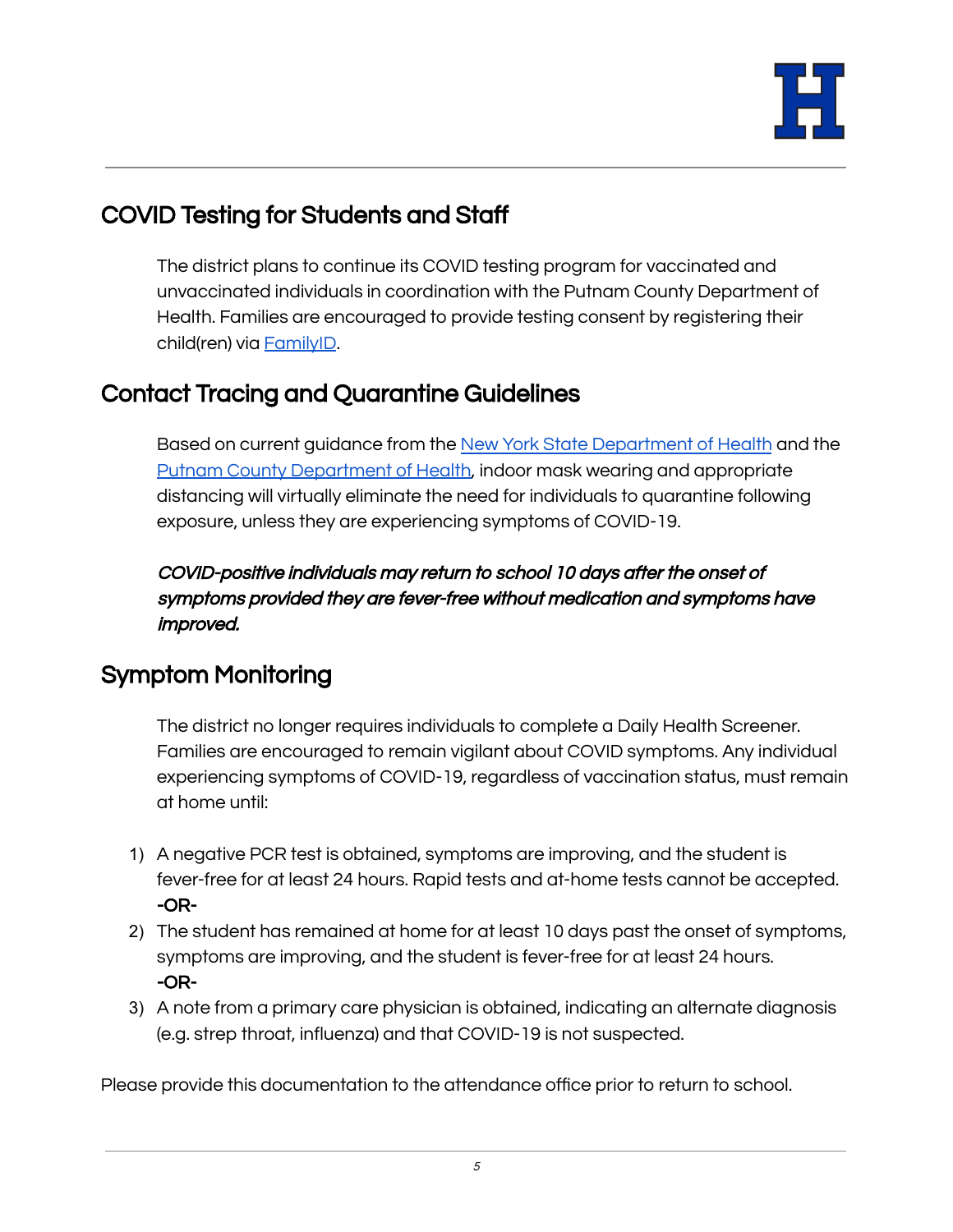## COVID Testing for Students and Staff

The district plans to continue its COVID testing program for vaccinated and unvaccinated individuals in coordination with the Putnam County Department of Health. Families are encouraged to provide testing consent by registering their child(ren) via FamilyID.

## Contact Tracing and Quarantine Guidelines

Based on current guidance from the New York State Department of Health and the Putnam County Department of Health, indoor mask wearing and appropriate distancing will virtually eliminate the need for individuals to quarantine following exposure, unless they are experiencing symptoms of COVID-19.

***COVID-positive individuals may return to school 10 days after the onset of symptoms provided they are fever-free without medication and symptoms have improved.***

## Symptom Monitoring

The district no longer requires individuals to complete a Daily Health Screener. Families are encouraged to remain vigilant about COVID symptoms. Any individual experiencing symptoms of COVID-19, regardless of vaccination status, must remain at home until:

1) A negative PCR test is obtained, symptoms are improving, and the student is fever-free for at least 24 hours. Rapid tests and at-home tests cannot be accepted.
   **-OR-**
2) The student has remained at home for at least 10 days past the onset of symptoms, symptoms are improving, and the student is fever-free for at least 24 hours.
   **-OR-**
3) A note from a primary care physician is obtained, indicating an alternate diagnosis (e.g. strep throat, influenza) and that COVID-19 is not suspected.

Please provide this documentation to the attendance office prior to return to school.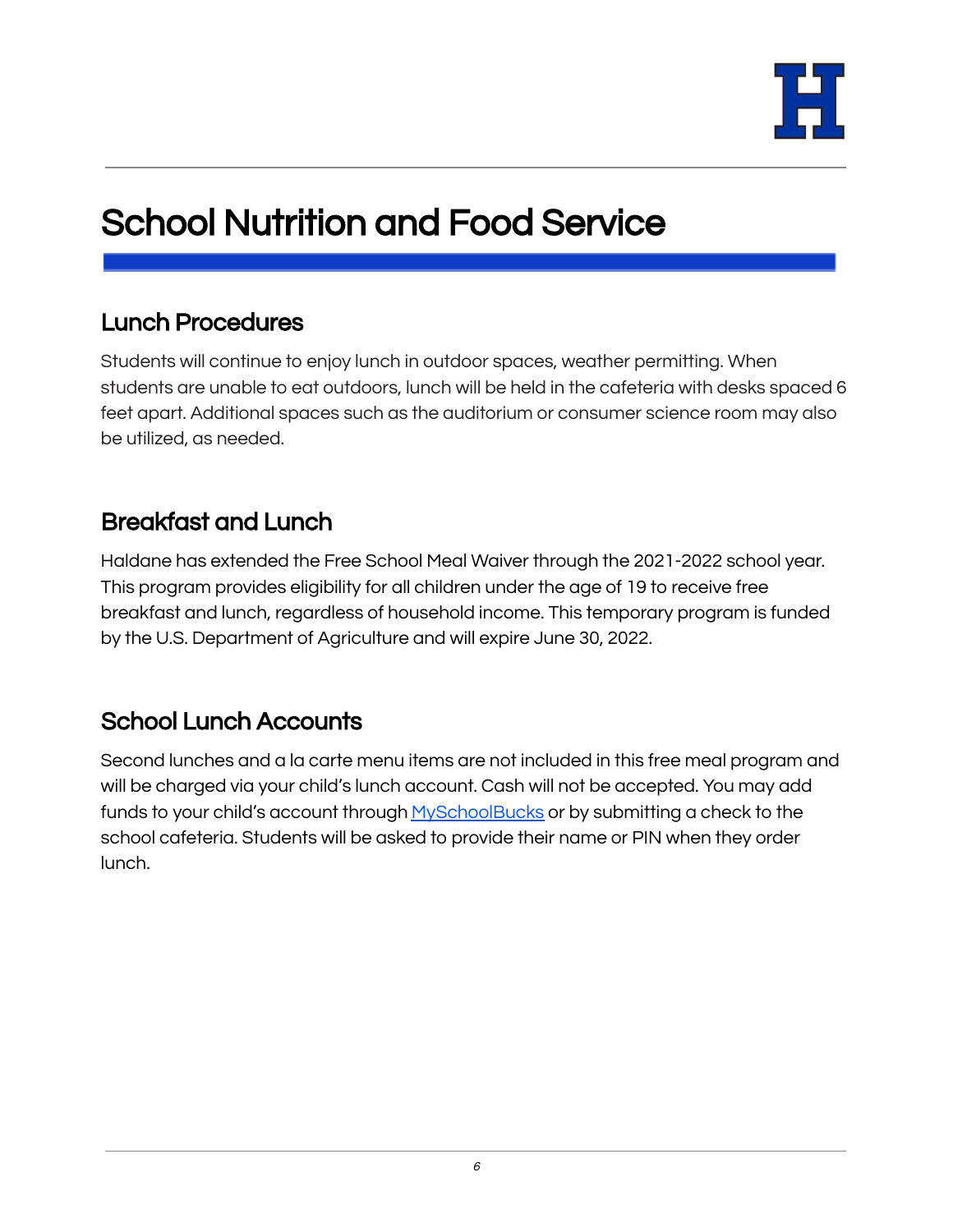# School Nutrition and Food Service

## Lunch Procedures

Students will continue to enjoy lunch in outdoor spaces, weather permitting. When students are unable to eat outdoors, lunch will be held in the cafeteria with desks spaced 6 feet apart. Additional spaces such as the auditorium or consumer science room may also be utilized, as needed.

## Breakfast and Lunch

Haldane has extended the Free School Meal Waiver through the 2021-2022 school year. This program provides eligibility for all children under the age of 19 to receive free breakfast and lunch, regardless of household income. This temporary program is funded by the U.S. Department of Agriculture and will expire June 30, 2022.

## School Lunch Accounts

Second lunches and a la carte menu items are not included in this free meal program and will be charged via your child's lunch account. Cash will not be accepted. You may add funds to your child's account through MySchoolBucks or by submitting a check to the school cafeteria. Students will be asked to provide their name or PIN when they order lunch.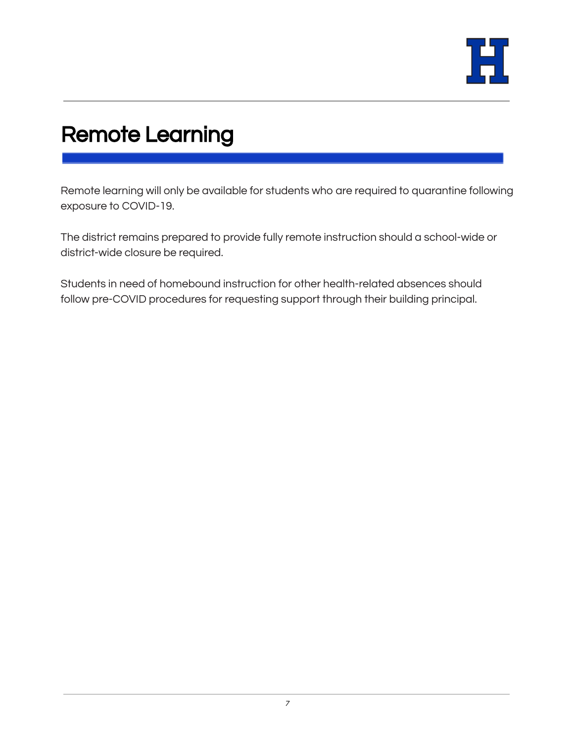# Remote Learning

Remote learning will only be available for students who are required to quarantine following exposure to COVID-19.

The district remains prepared to provide fully remote instruction should a school-wide or district-wide closure be required.

Students in need of homebound instruction for other health-related absences should follow pre-COVID procedures for requesting support through their building principal.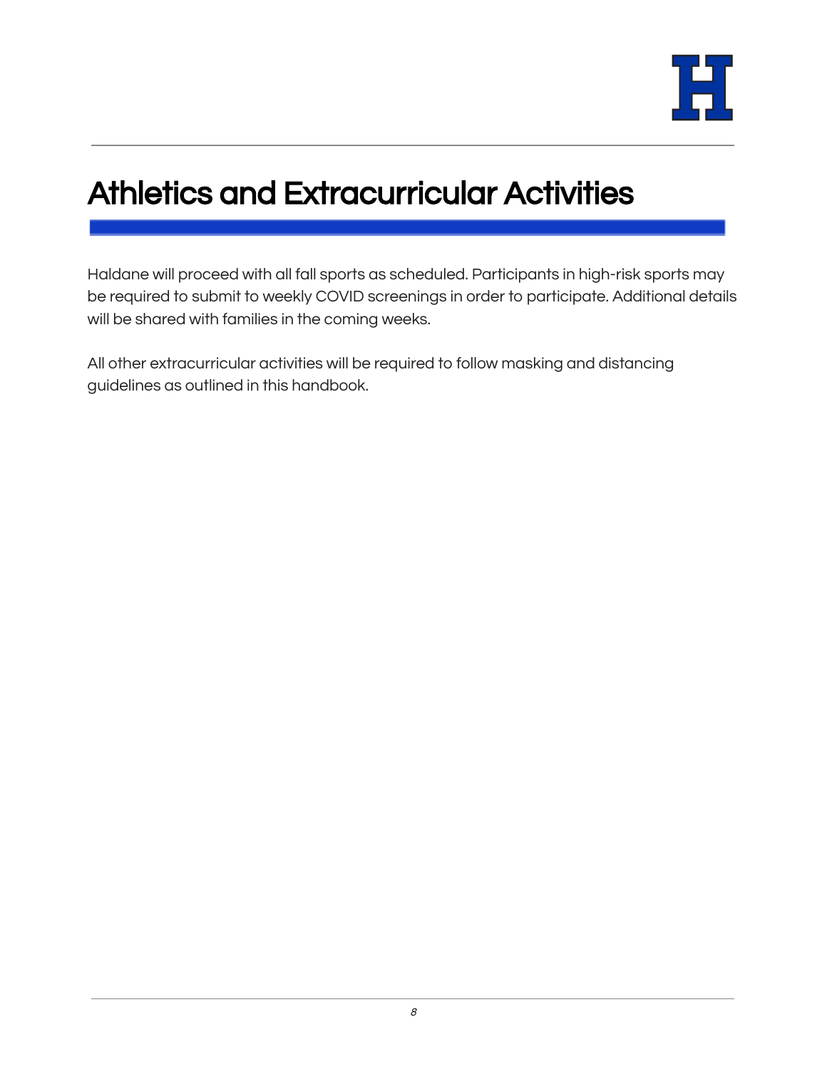# Athletics and Extracurricular Activities

Haldane will proceed with all fall sports as scheduled. Participants in high-risk sports may be required to submit to weekly COVID screenings in order to participate. Additional details will be shared with families in the coming weeks.

All other extracurricular activities will be required to follow masking and distancing guidelines as outlined in this handbook.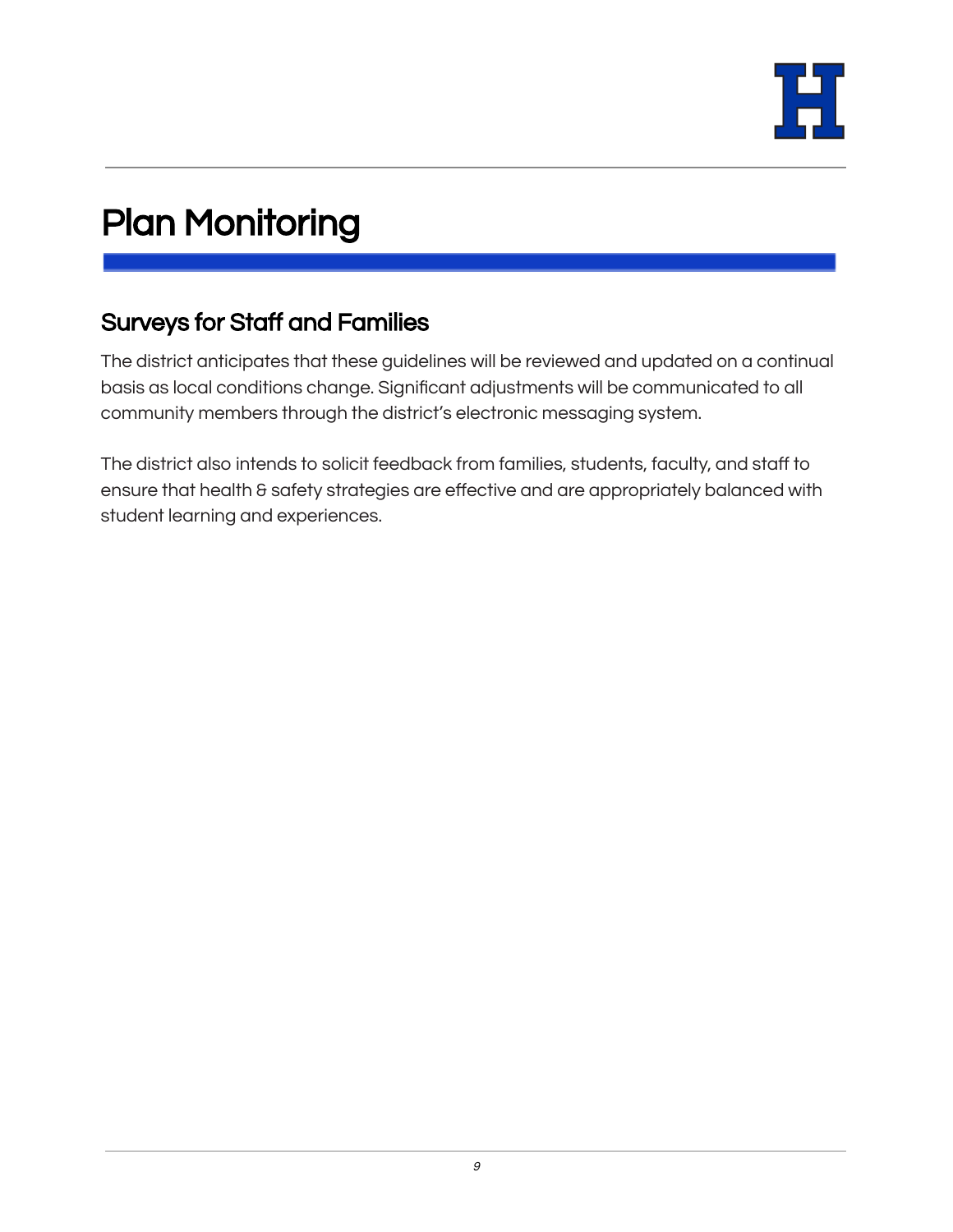# Plan Monitoring

## Surveys for Staff and Families

The district anticipates that these guidelines will be reviewed and updated on a continual basis as local conditions change. Significant adjustments will be communicated to all community members through the district's electronic messaging system.

The district also intends to solicit feedback from families, students, faculty, and staff to ensure that health & safety strategies are effective and are appropriately balanced with student learning and experiences.